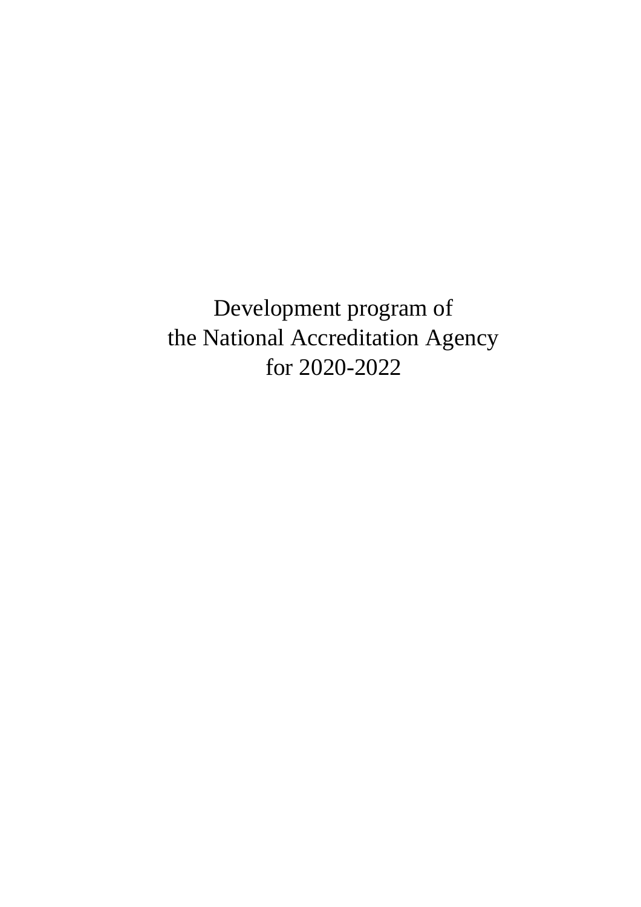# Development program of the National Accreditation Agency for 2020-2022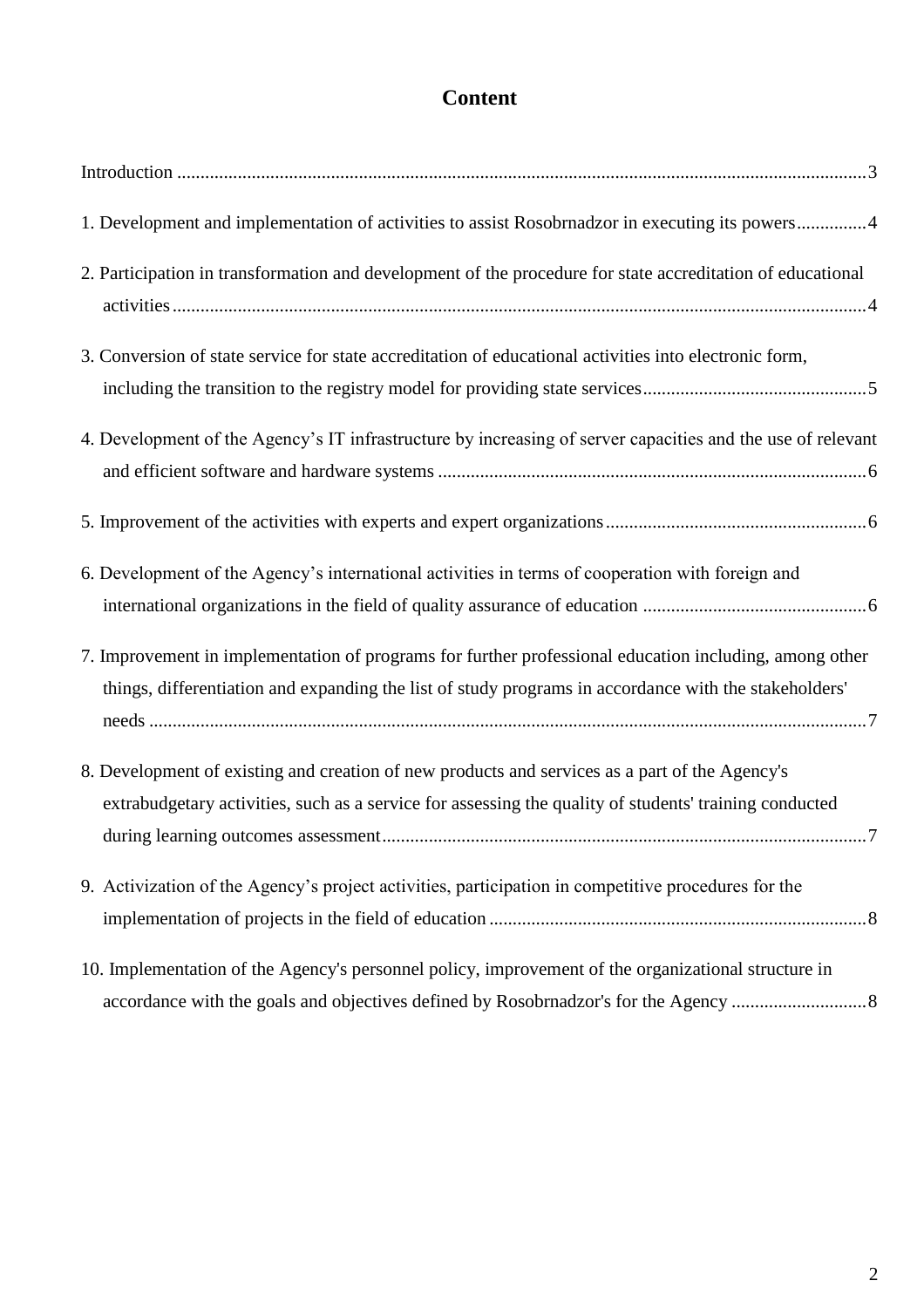# Content

Introduction ........................................................................................................................................3

1. Development and implementation of activities to assist Rosobrnadzor in executing its powers...............4

2. Participation in transformation and development of the procedure for state accreditation of educational activities.......................................................................................................................................4

3. Conversion of state service for state accreditation of educational activities into electronic form, including the transition to the registry model for providing state services................................................5

4. Development of the Agency's IT infrastructure by increasing of server capacities and the use of relevant and efficient software and hardware systems ...........................................................................................6

5. Improvement of the activities with experts and expert organizations........................................................6

6. Development of the Agency's international activities in terms of cooperation with foreign and international organizations in the field of quality assurance of education ................................................6

7. Improvement in implementation of programs for further professional education including, among other things, differentiation and expanding the list of study programs in accordance with the stakeholders' needs .........................................................................................................................................7

8. Development of existing and creation of new products and services as a part of the Agency's extrabudgetary activities, such as a service for assessing the quality of students' training conducted during learning outcomes assessment.......................................................................................................7

9. Activization of the Agency's project activities, participation in competitive procedures for the implementation of projects in the field of education .................................................................................8

10. Implementation of the Agency's personnel policy, improvement of the organizational structure in accordance with the goals and objectives defined by Rosobrnadzor's for the Agency .............................8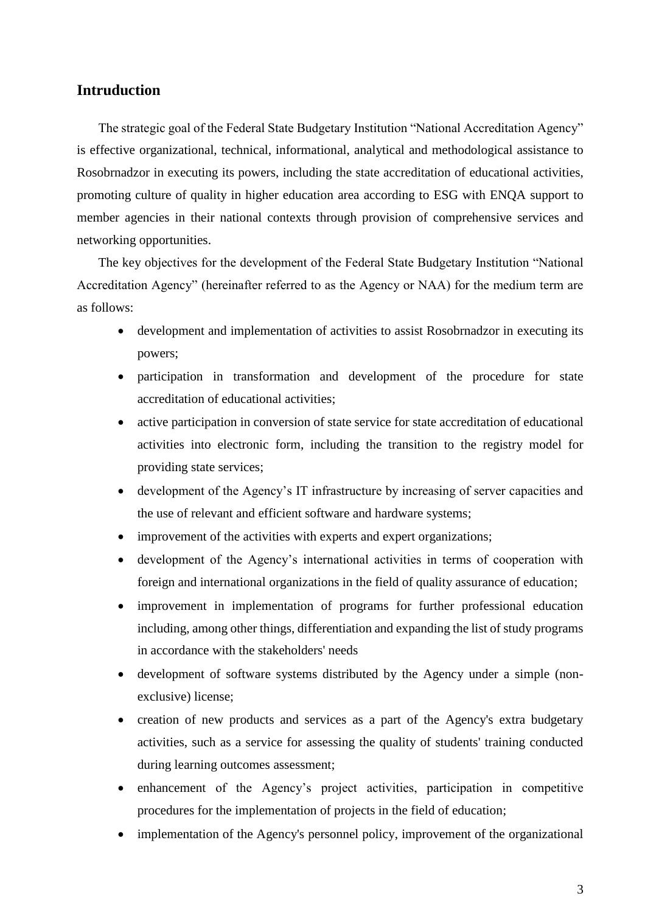## Intruduction

The strategic goal of the Federal State Budgetary Institution "National Accreditation Agency" is effective organizational, technical, informational, analytical and methodological assistance to Rosobrnadzor in executing its powers, including the state accreditation of educational activities, promoting culture of quality in higher education area according to ESG with ENQA support to member agencies in their national contexts through provision of comprehensive services and networking opportunities.

The key objectives for the development of the Federal State Budgetary Institution "National Accreditation Agency" (hereinafter referred to as the Agency or NAA) for the medium term are as follows:

- development and implementation of activities to assist Rosobrnadzor in executing its powers;
- participation in transformation and development of the procedure for state accreditation of educational activities;
- active participation in conversion of state service for state accreditation of educational activities into electronic form, including the transition to the registry model for providing state services;
- development of the Agency's IT infrastructure by increasing of server capacities and the use of relevant and efficient software and hardware systems;
- improvement of the activities with experts and expert organizations;
- development of the Agency's international activities in terms of cooperation with foreign and international organizations in the field of quality assurance of education;
- improvement in implementation of programs for further professional education including, among other things, differentiation and expanding the list of study programs in accordance with the stakeholders' needs
- development of software systems distributed by the Agency under a simple (non-exclusive) license;
- creation of new products and services as a part of the Agency's extra budgetary activities, such as a service for assessing the quality of students' training conducted during learning outcomes assessment;
- enhancement of the Agency's project activities, participation in competitive procedures for the implementation of projects in the field of education;
- implementation of the Agency's personnel policy, improvement of the organizational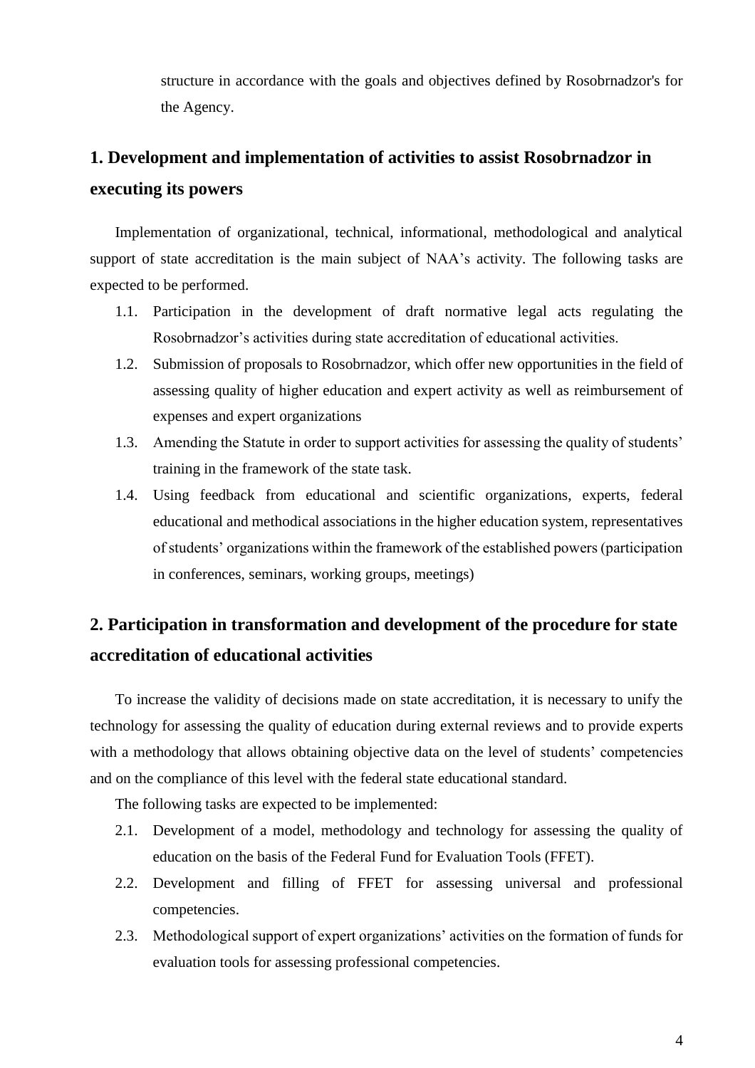structure in accordance with the goals and objectives defined by Rosobrnadzor's for the Agency.

## 1. Development and implementation of activities to assist Rosobrnadzor in executing its powers

Implementation of organizational, technical, informational, methodological and analytical support of state accreditation is the main subject of NAA's activity. The following tasks are expected to be performed.

1.1. Participation in the development of draft normative legal acts regulating the Rosobrnadzor's activities during state accreditation of educational activities.

1.2. Submission of proposals to Rosobrnadzor, which offer new opportunities in the field of assessing quality of higher education and expert activity as well as reimbursement of expenses and expert organizations

1.3. Amending the Statute in order to support activities for assessing the quality of students' training in the framework of the state task.

1.4. Using feedback from educational and scientific organizations, experts, federal educational and methodical associations in the higher education system, representatives of students' organizations within the framework of the established powers (participation in conferences, seminars, working groups, meetings)

## 2. Participation in transformation and development of the procedure for state accreditation of educational activities

To increase the validity of decisions made on state accreditation, it is necessary to unify the technology for assessing the quality of education during external reviews and to provide experts with a methodology that allows obtaining objective data on the level of students' competencies and on the compliance of this level with the federal state educational standard.

The following tasks are expected to be implemented:

2.1. Development of a model, methodology and technology for assessing the quality of education on the basis of the Federal Fund for Evaluation Tools (FFET).

2.2. Development and filling of FFET for assessing universal and professional competencies.

2.3. Methodological support of expert organizations' activities on the formation of funds for evaluation tools for assessing professional competencies.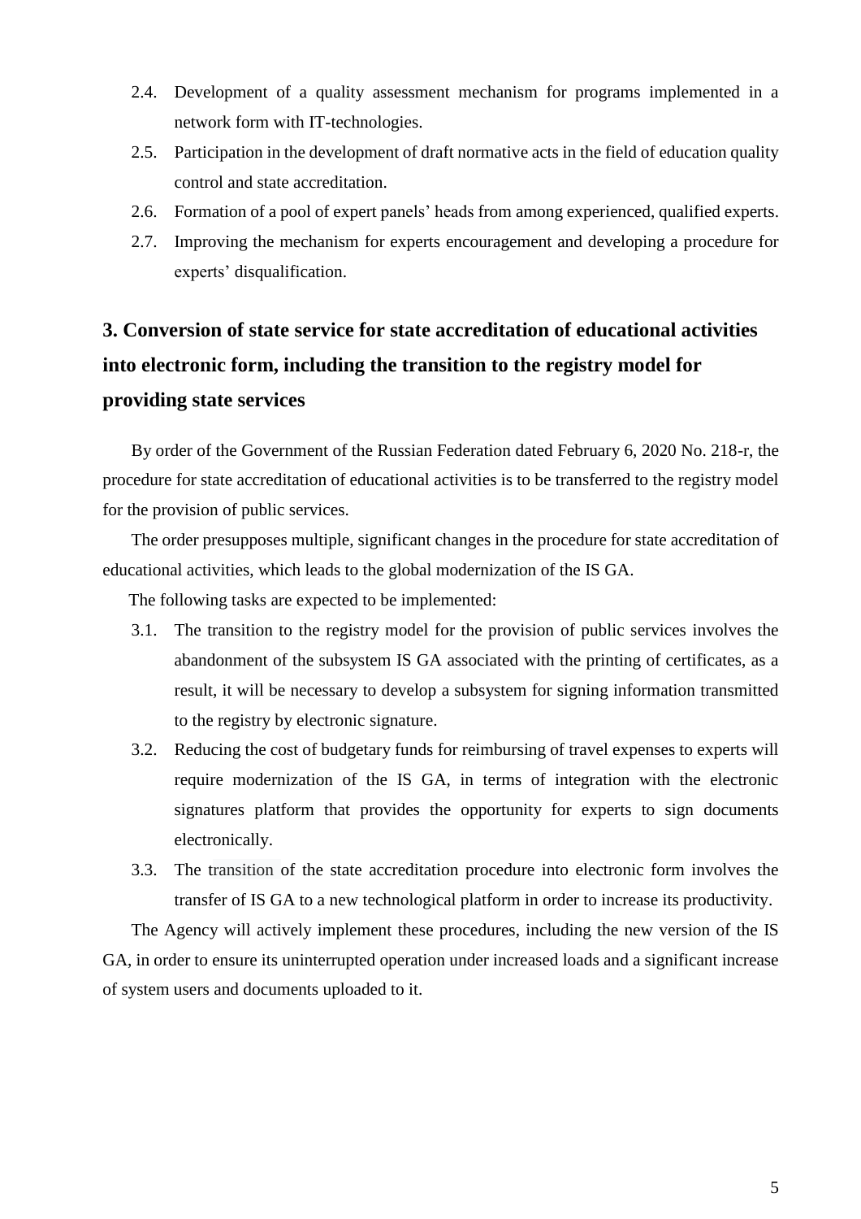2.4. Development of a quality assessment mechanism for programs implemented in a network form with IT-technologies.

2.5. Participation in the development of draft normative acts in the field of education quality control and state accreditation.

2.6. Formation of a pool of expert panels' heads from among experienced, qualified experts.

2.7. Improving the mechanism for experts encouragement and developing a procedure for experts' disqualification.

## 3. Conversion of state service for state accreditation of educational activities into electronic form, including the transition to the registry model for providing state services

By order of the Government of the Russian Federation dated February 6, 2020 No. 218-r, the procedure for state accreditation of educational activities is to be transferred to the registry model for the provision of public services.

The order presupposes multiple, significant changes in the procedure for state accreditation of educational activities, which leads to the global modernization of the IS GA.

The following tasks are expected to be implemented:

3.1. The transition to the registry model for the provision of public services involves the abandonment of the subsystem IS GA associated with the printing of certificates, as a result, it will be necessary to develop a subsystem for signing information transmitted to the registry by electronic signature.

3.2. Reducing the cost of budgetary funds for reimbursing of travel expenses to experts will require modernization of the IS GA, in terms of integration with the electronic signatures platform that provides the opportunity for experts to sign documents electronically.

3.3. The transition of the state accreditation procedure into electronic form involves the transfer of IS GA to a new technological platform in order to increase its productivity.

The Agency will actively implement these procedures, including the new version of the IS GA, in order to ensure its uninterrupted operation under increased loads and a significant increase of system users and documents uploaded to it.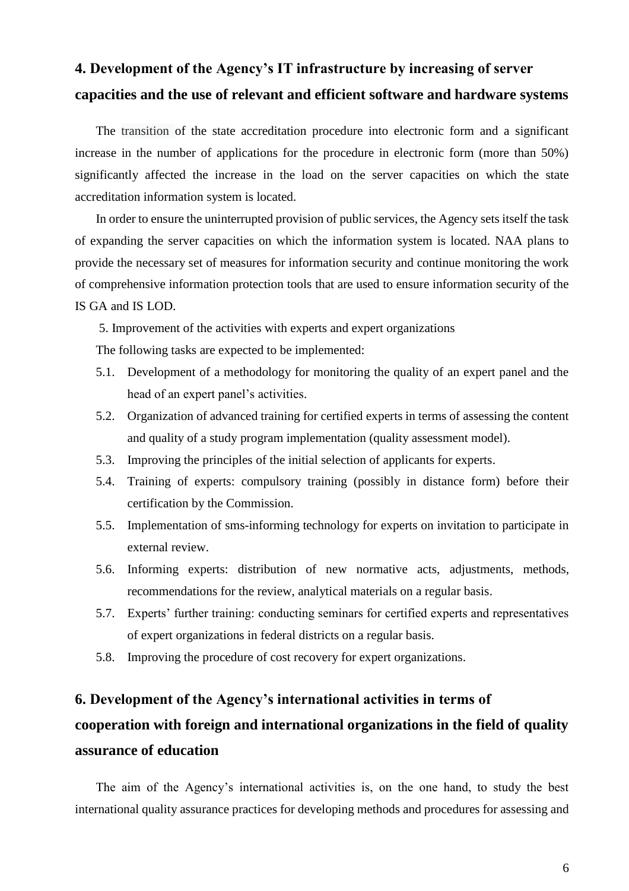## 4. Development of the Agency's IT infrastructure by increasing of server capacities and the use of relevant and efficient software and hardware systems

The transition of the state accreditation procedure into electronic form and a significant increase in the number of applications for the procedure in electronic form (more than 50%) significantly affected the increase in the load on the server capacities on which the state accreditation information system is located.

In order to ensure the uninterrupted provision of public services, the Agency sets itself the task of expanding the server capacities on which the information system is located. NAA plans to provide the necessary set of measures for information security and continue monitoring the work of comprehensive information protection tools that are used to ensure information security of the IS GA and IS LOD.

5. Improvement of the activities with experts and expert organizations

The following tasks are expected to be implemented:

- 5.1. Development of a methodology for monitoring the quality of an expert panel and the head of an expert panel's activities.
- 5.2. Organization of advanced training for certified experts in terms of assessing the content and quality of a study program implementation (quality assessment model).
- 5.3. Improving the principles of the initial selection of applicants for experts.
- 5.4. Training of experts: compulsory training (possibly in distance form) before their certification by the Commission.
- 5.5. Implementation of sms-informing technology for experts on invitation to participate in external review.
- 5.6. Informing experts: distribution of new normative acts, adjustments, methods, recommendations for the review, analytical materials on a regular basis.
- 5.7. Experts' further training: conducting seminars for certified experts and representatives of expert organizations in federal districts on a regular basis.
- 5.8. Improving the procedure of cost recovery for expert organizations.

## 6. Development of the Agency's international activities in terms of cooperation with foreign and international organizations in the field of quality assurance of education

The aim of the Agency's international activities is, on the one hand, to study the best international quality assurance practices for developing methods and procedures for assessing and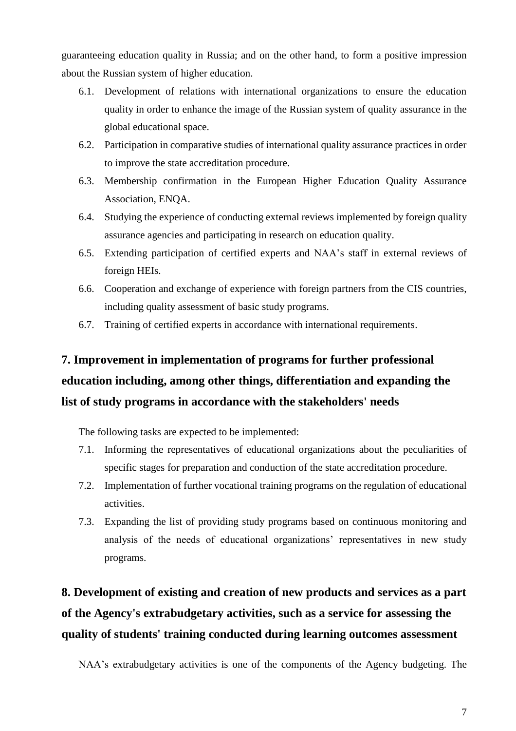guaranteeing education quality in Russia; and on the other hand, to form a positive impression about the Russian system of higher education.

6.1. Development of relations with international organizations to ensure the education quality in order to enhance the image of the Russian system of quality assurance in the global educational space.
6.2. Participation in comparative studies of international quality assurance practices in order to improve the state accreditation procedure.
6.3. Membership confirmation in the European Higher Education Quality Assurance Association, ENQA.
6.4. Studying the experience of conducting external reviews implemented by foreign quality assurance agencies and participating in research on education quality.
6.5. Extending participation of certified experts and NAA's staff in external reviews of foreign HEIs.
6.6. Cooperation and exchange of experience with foreign partners from the CIS countries, including quality assessment of basic study programs.
6.7. Training of certified experts in accordance with international requirements.

## 7. Improvement in implementation of programs for further professional education including, among other things, differentiation and expanding the list of study programs in accordance with the stakeholders' needs

The following tasks are expected to be implemented:

7.1. Informing the representatives of educational organizations about the peculiarities of specific stages for preparation and conduction of the state accreditation procedure.
7.2. Implementation of further vocational training programs on the regulation of educational activities.
7.3. Expanding the list of providing study programs based on continuous monitoring and analysis of the needs of educational organizations' representatives in new study programs.

## 8. Development of existing and creation of new products and services as a part of the Agency's extrabudgetary activities, such as a service for assessing the quality of students' training conducted during learning outcomes assessment

NAA's extrabudgetary activities is one of the components of the Agency budgeting. The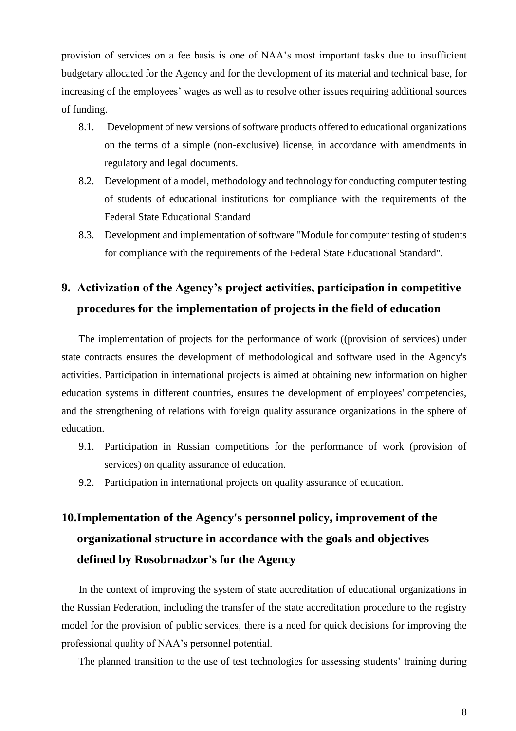provision of services on a fee basis is one of NAA's most important tasks due to insufficient budgetary allocated for the Agency and for the development of its material and technical base, for increasing of the employees' wages as well as to resolve other issues requiring additional sources of funding.

8.1. Development of new versions of software products offered to educational organizations on the terms of a simple (non-exclusive) license, in accordance with amendments in regulatory and legal documents.

8.2. Development of a model, methodology and technology for conducting computer testing of students of educational institutions for compliance with the requirements of the Federal State Educational Standard

8.3. Development and implementation of software "Module for computer testing of students for compliance with the requirements of the Federal State Educational Standard".

## 9. Activization of the Agency's project activities, participation in competitive procedures for the implementation of projects in the field of education

The implementation of projects for the performance of work ((provision of services) under state contracts ensures the development of methodological and software used in the Agency's activities. Participation in international projects is aimed at obtaining new information on higher education systems in different countries, ensures the development of employees' competencies, and the strengthening of relations with foreign quality assurance organizations in the sphere of education.

9.1. Participation in Russian competitions for the performance of work (provision of services) on quality assurance of education.

9.2. Participation in international projects on quality assurance of education.

## 10. Implementation of the Agency's personnel policy, improvement of the organizational structure in accordance with the goals and objectives defined by Rosobrnadzor's for the Agency

In the context of improving the system of state accreditation of educational organizations in the Russian Federation, including the transfer of the state accreditation procedure to the registry model for the provision of public services, there is a need for quick decisions for improving the professional quality of NAA's personnel potential.

The planned transition to the use of test technologies for assessing students' training during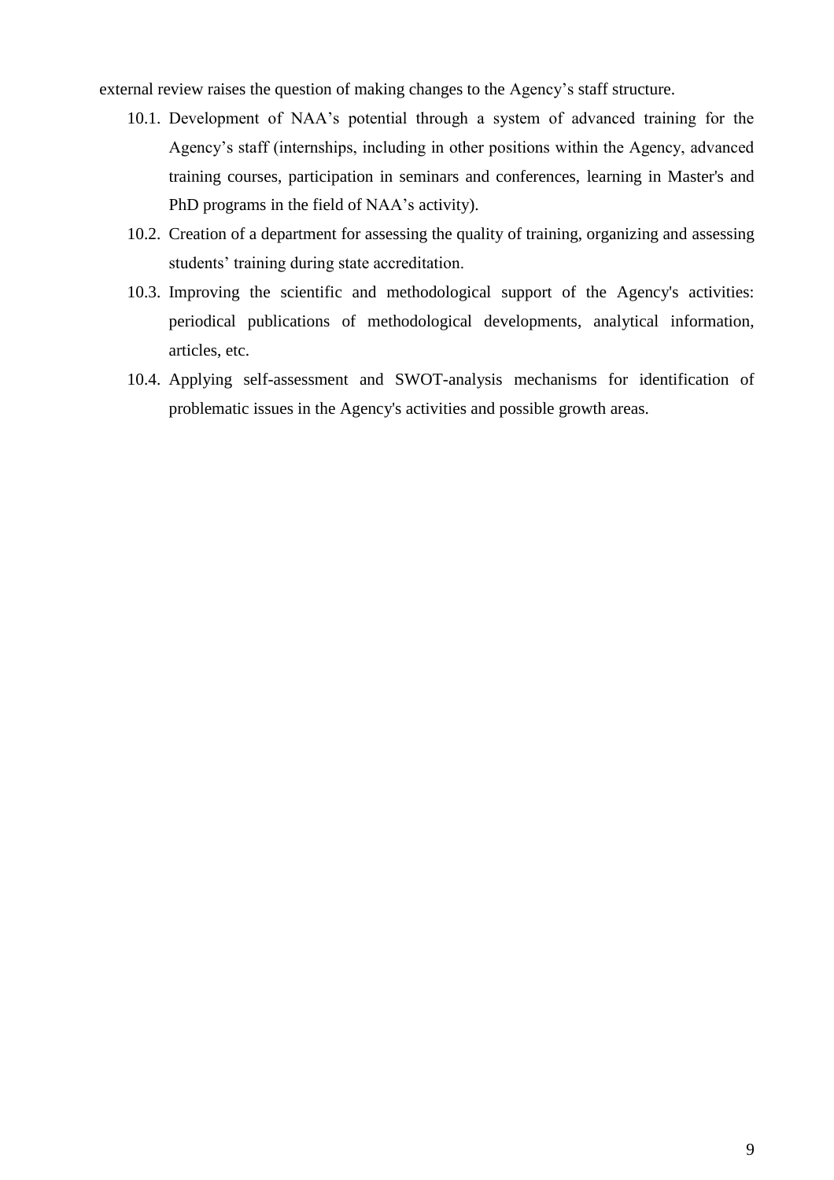external review raises the question of making changes to the Agency's staff structure.

10.1. Development of NAA's potential through a system of advanced training for the Agency's staff (internships, including in other positions within the Agency, advanced training courses, participation in seminars and conferences, learning in Master's and PhD programs in the field of NAA's activity).

10.2. Creation of a department for assessing the quality of training, organizing and assessing students' training during state accreditation.

10.3. Improving the scientific and methodological support of the Agency's activities: periodical publications of methodological developments, analytical information, articles, etc.

10.4. Applying self-assessment and SWOT-analysis mechanisms for identification of problematic issues in the Agency's activities and possible growth areas.